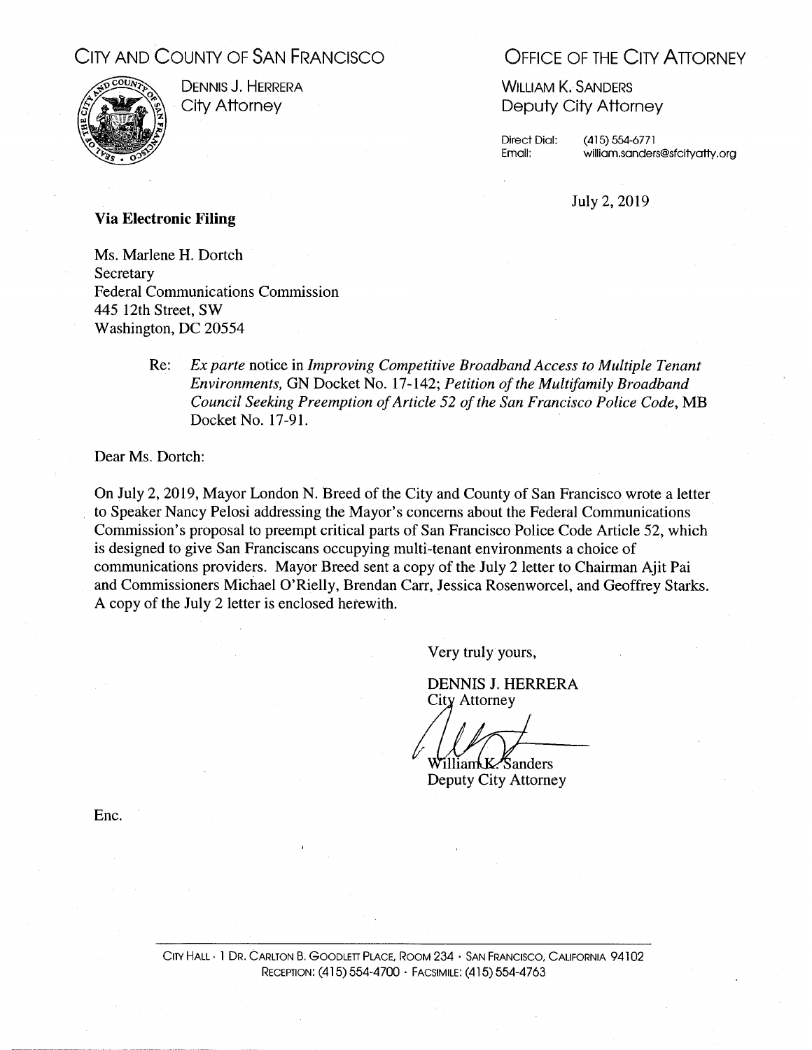CITY AND COUNTY OF SAN FRANCISCO

DENNIS J. HERRERA
City Attorney

OFFICE OF THE CITY ATTORNEY

WILLIAM K. SANDERS
Deputy City Attorney

Direct Dial: (415) 554-6771
Email: william.sanders@sfcityatty.org

July 2, 2019

**Via Electronic Filing**

Ms. Marlene H. Dortch
Secretary
Federal Communications Commission
445 12th Street, SW
Washington, DC 20554

Re: *Ex parte* notice in *Improving Competitive Broadband Access to Multiple Tenant Environments,* GN Docket No. 17-142; *Petition of the Multifamily Broadband Council Seeking Preemption of Article 52 of the San Francisco Police Code*, MB Docket No. 17-91.

Dear Ms. Dortch:

On July 2, 2019, Mayor London N. Breed of the City and County of San Francisco wrote a letter to Speaker Nancy Pelosi addressing the Mayor's concerns about the Federal Communications Commission's proposal to preempt critical parts of San Francisco Police Code Article 52, which is designed to give San Franciscans occupying multi-tenant environments a choice of communications providers. Mayor Breed sent a copy of the July 2 letter to Chairman Ajit Pai and Commissioners Michael O'Rielly, Brendan Carr, Jessica Rosenworcel, and Geoffrey Starks. A copy of the July 2 letter is enclosed herewith.

Very truly yours,

DENNIS J. HERRERA
City Attorney

William K. Sanders
Deputy City Attorney

Enc.

CITY HALL · 1 DR. CARLTON B. GOODLETT PLACE, ROOM 234 · SAN FRANCISCO, CALIFORNIA 94102
RECEPTION: (415) 554-4700 · FACSIMILE: (415) 554-4763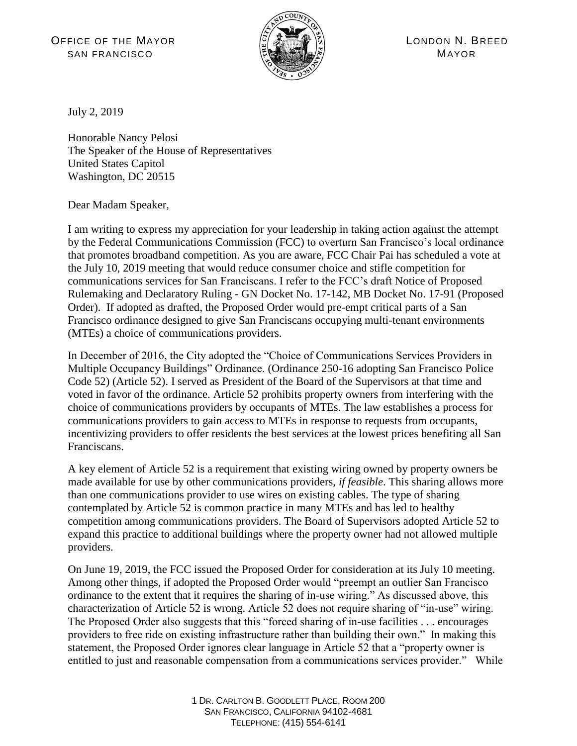OFFICE OF THE MAYOR
SAN FRANCISCO

LONDON N. BREED
MAYOR

July 2, 2019

Honorable Nancy Pelosi
The Speaker of the House of Representatives
United States Capitol
Washington, DC 20515

Dear Madam Speaker,

I am writing to express my appreciation for your leadership in taking action against the attempt by the Federal Communications Commission (FCC) to overturn San Francisco's local ordinance that promotes broadband competition. As you are aware, FCC Chair Pai has scheduled a vote at the July 10, 2019 meeting that would reduce consumer choice and stifle competition for communications services for San Franciscans. I refer to the FCC's draft Notice of Proposed Rulemaking and Declaratory Ruling - GN Docket No. 17-142, MB Docket No. 17-91 (Proposed Order). If adopted as drafted, the Proposed Order would pre-empt critical parts of a San Francisco ordinance designed to give San Franciscans occupying multi-tenant environments (MTEs) a choice of communications providers.

In December of 2016, the City adopted the "Choice of Communications Services Providers in Multiple Occupancy Buildings" Ordinance. (Ordinance 250-16 adopting San Francisco Police Code 52) (Article 52). I served as President of the Board of the Supervisors at that time and voted in favor of the ordinance. Article 52 prohibits property owners from interfering with the choice of communications providers by occupants of MTEs. The law establishes a process for communications providers to gain access to MTEs in response to requests from occupants, incentivizing providers to offer residents the best services at the lowest prices benefiting all San Franciscans.

A key element of Article 52 is a requirement that existing wiring owned by property owners be made available for use by other communications providers, *if feasible*. This sharing allows more than one communications provider to use wires on existing cables. The type of sharing contemplated by Article 52 is common practice in many MTEs and has led to healthy competition among communications providers. The Board of Supervisors adopted Article 52 to expand this practice to additional buildings where the property owner had not allowed multiple providers.

On June 19, 2019, the FCC issued the Proposed Order for consideration at its July 10 meeting. Among other things, if adopted the Proposed Order would "preempt an outlier San Francisco ordinance to the extent that it requires the sharing of in-use wiring." As discussed above, this characterization of Article 52 is wrong. Article 52 does not require sharing of "in-use" wiring. The Proposed Order also suggests that this "forced sharing of in-use facilities . . . encourages providers to free ride on existing infrastructure rather than building their own." In making this statement, the Proposed Order ignores clear language in Article 52 that a "property owner is entitled to just and reasonable compensation from a communications services provider." While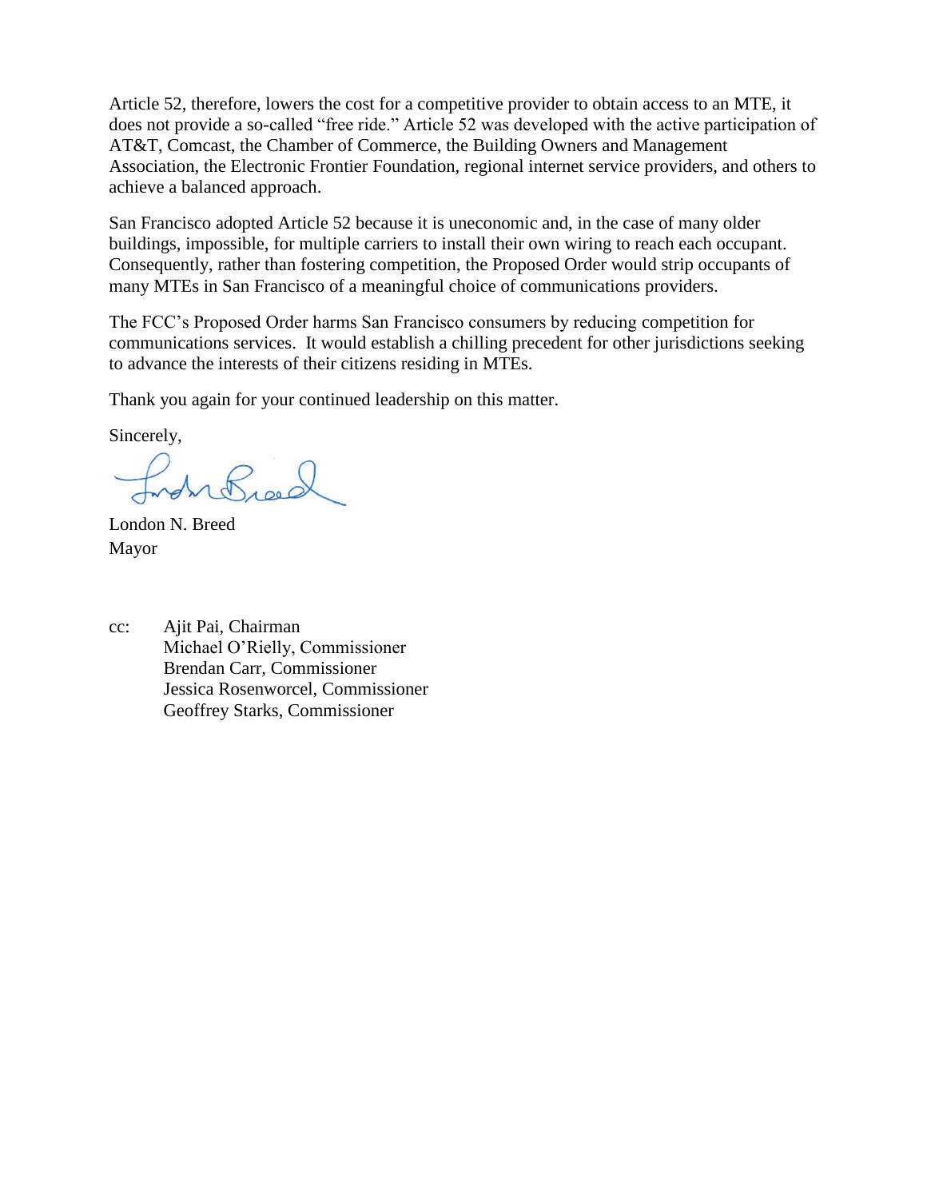Article 52, therefore, lowers the cost for a competitive provider to obtain access to an MTE, it does not provide a so-called "free ride." Article 52 was developed with the active participation of AT&T, Comcast, the Chamber of Commerce, the Building Owners and Management Association, the Electronic Frontier Foundation, regional internet service providers, and others to achieve a balanced approach.

San Francisco adopted Article 52 because it is uneconomic and, in the case of many older buildings, impossible, for multiple carriers to install their own wiring to reach each occupant. Consequently, rather than fostering competition, the Proposed Order would strip occupants of many MTEs in San Francisco of a meaningful choice of communications providers.

The FCC's Proposed Order harms San Francisco consumers by reducing competition for communications services. It would establish a chilling precedent for other jurisdictions seeking to advance the interests of their citizens residing in MTEs.

Thank you again for your continued leadership on this matter.

Sincerely,

London N. Breed
Mayor

cc: Ajit Pai, Chairman
Michael O'Rielly, Commissioner
Brendan Carr, Commissioner
Jessica Rosenworcel, Commissioner
Geoffrey Starks, Commissioner